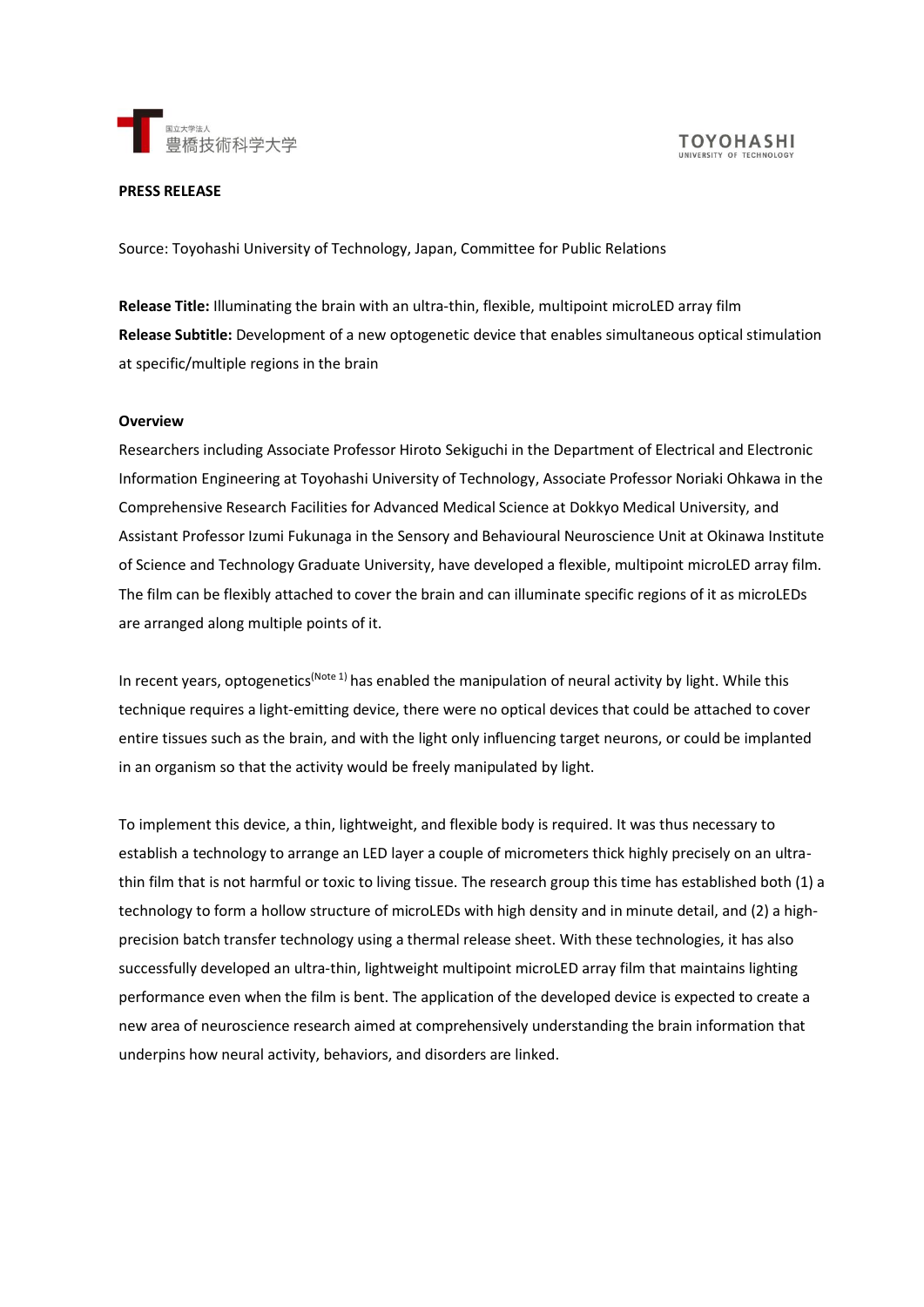国立大学法人
豊橋技術科学大学

TOYOHASHI
UNIVERSITY OF TECHNOLOGY

**PRESS RELEASE**

Source: Toyohashi University of Technology, Japan, Committee for Public Relations

**Release Title:** Illuminating the brain with an ultra-thin, flexible, multipoint microLED array film
**Release Subtitle:** Development of a new optogenetic device that enables simultaneous optical stimulation at specific/multiple regions in the brain

**Overview**

Researchers including Associate Professor Hiroto Sekiguchi in the Department of Electrical and Electronic Information Engineering at Toyohashi University of Technology, Associate Professor Noriaki Ohkawa in the Comprehensive Research Facilities for Advanced Medical Science at Dokkyo Medical University, and Assistant Professor Izumi Fukunaga in the Sensory and Behavioural Neuroscience Unit at Okinawa Institute of Science and Technology Graduate University, have developed a flexible, multipoint microLED array film. The film can be flexibly attached to cover the brain and can illuminate specific regions of it as microLEDs are arranged along multiple points of it.

In recent years, optogenetics[Note 1] has enabled the manipulation of neural activity by light. While this technique requires a light-emitting device, there were no optical devices that could be attached to cover entire tissues such as the brain, and with the light only influencing target neurons, or could be implanted in an organism so that the activity would be freely manipulated by light.

To implement this device, a thin, lightweight, and flexible body is required. It was thus necessary to establish a technology to arrange an LED layer a couple of micrometers thick highly precisely on an ultra-thin film that is not harmful or toxic to living tissue. The research group this time has established both (1) a technology to form a hollow structure of microLEDs with high density and in minute detail, and (2) a high-precision batch transfer technology using a thermal release sheet. With these technologies, it has also successfully developed an ultra-thin, lightweight multipoint microLED array film that maintains lighting performance even when the film is bent. The application of the developed device is expected to create a new area of neuroscience research aimed at comprehensively understanding the brain information that underpins how neural activity, behaviors, and disorders are linked.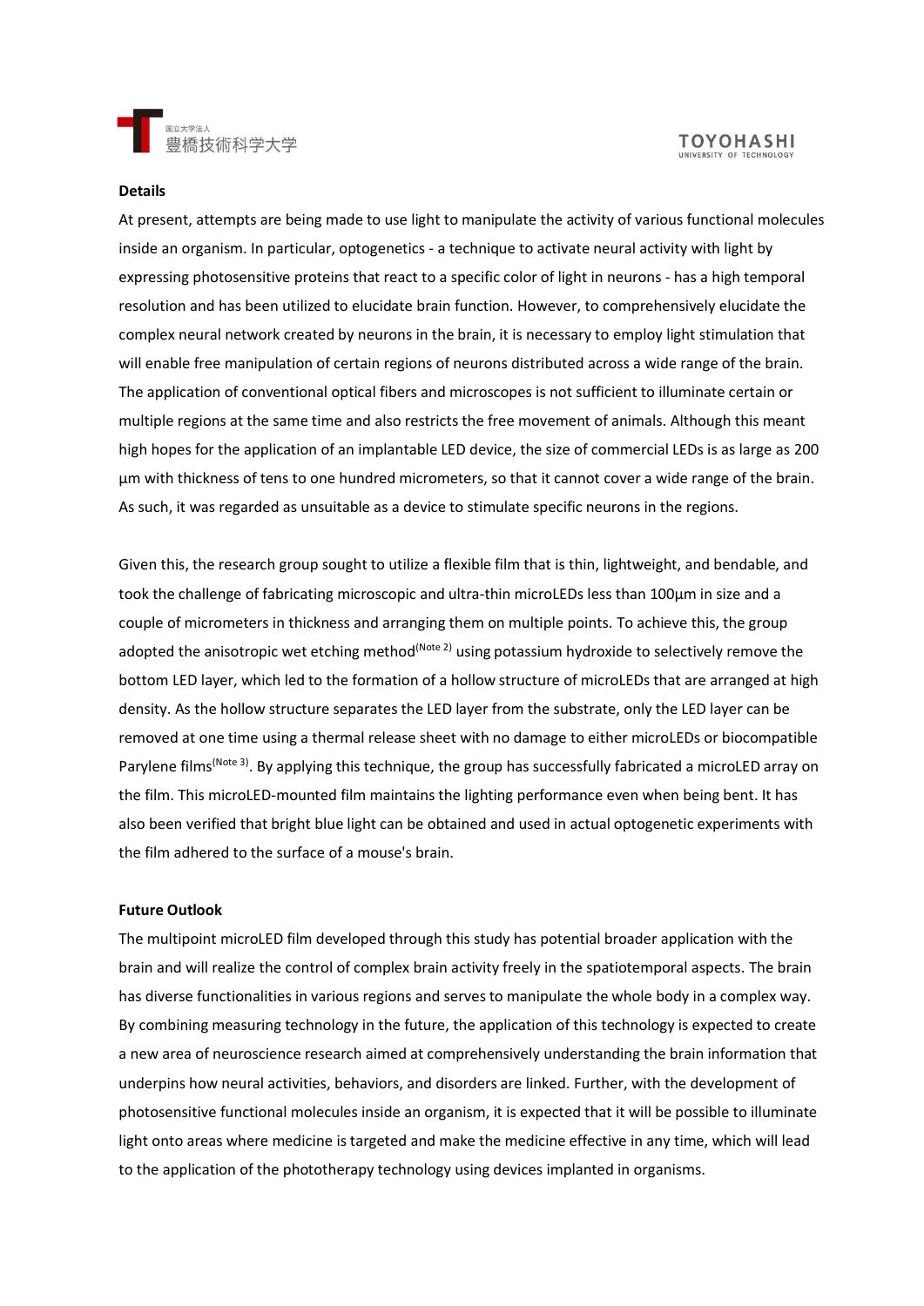**Details**

At present, attempts are being made to use light to manipulate the activity of various functional molecules inside an organism. In particular, optogenetics - a technique to activate neural activity with light by expressing photosensitive proteins that react to a specific color of light in neurons - has a high temporal resolution and has been utilized to elucidate brain function. However, to comprehensively elucidate the complex neural network created by neurons in the brain, it is necessary to employ light stimulation that will enable free manipulation of certain regions of neurons distributed across a wide range of the brain. The application of conventional optical fibers and microscopes is not sufficient to illuminate certain or multiple regions at the same time and also restricts the free movement of animals. Although this meant high hopes for the application of an implantable LED device, the size of commercial LEDs is as large as 200 µm with thickness of tens to one hundred micrometers, so that it cannot cover a wide range of the brain. As such, it was regarded as unsuitable as a device to stimulate specific neurons in the regions.

Given this, the research group sought to utilize a flexible film that is thin, lightweight, and bendable, and took the challenge of fabricating microscopic and ultra-thin microLEDs less than 100µm in size and a couple of micrometers in thickness and arranging them on multiple points. To achieve this, the group adopted the anisotropic wet etching method(Note 2) using potassium hydroxide to selectively remove the bottom LED layer, which led to the formation of a hollow structure of microLEDs that are arranged at high density. As the hollow structure separates the LED layer from the substrate, only the LED layer can be removed at one time using a thermal release sheet with no damage to either microLEDs or biocompatible Parylene films(Note 3). By applying this technique, the group has successfully fabricated a microLED array on the film. This microLED-mounted film maintains the lighting performance even when being bent. It has also been verified that bright blue light can be obtained and used in actual optogenetic experiments with the film adhered to the surface of a mouse's brain.

**Future Outlook**

The multipoint microLED film developed through this study has potential broader application with the brain and will realize the control of complex brain activity freely in the spatiotemporal aspects. The brain has diverse functionalities in various regions and serves to manipulate the whole body in a complex way. By combining measuring technology in the future, the application of this technology is expected to create a new area of neuroscience research aimed at comprehensively understanding the brain information that underpins how neural activities, behaviors, and disorders are linked. Further, with the development of photosensitive functional molecules inside an organism, it is expected that it will be possible to illuminate light onto areas where medicine is targeted and make the medicine effective in any time, which will lead to the application of the phototherapy technology using devices implanted in organisms.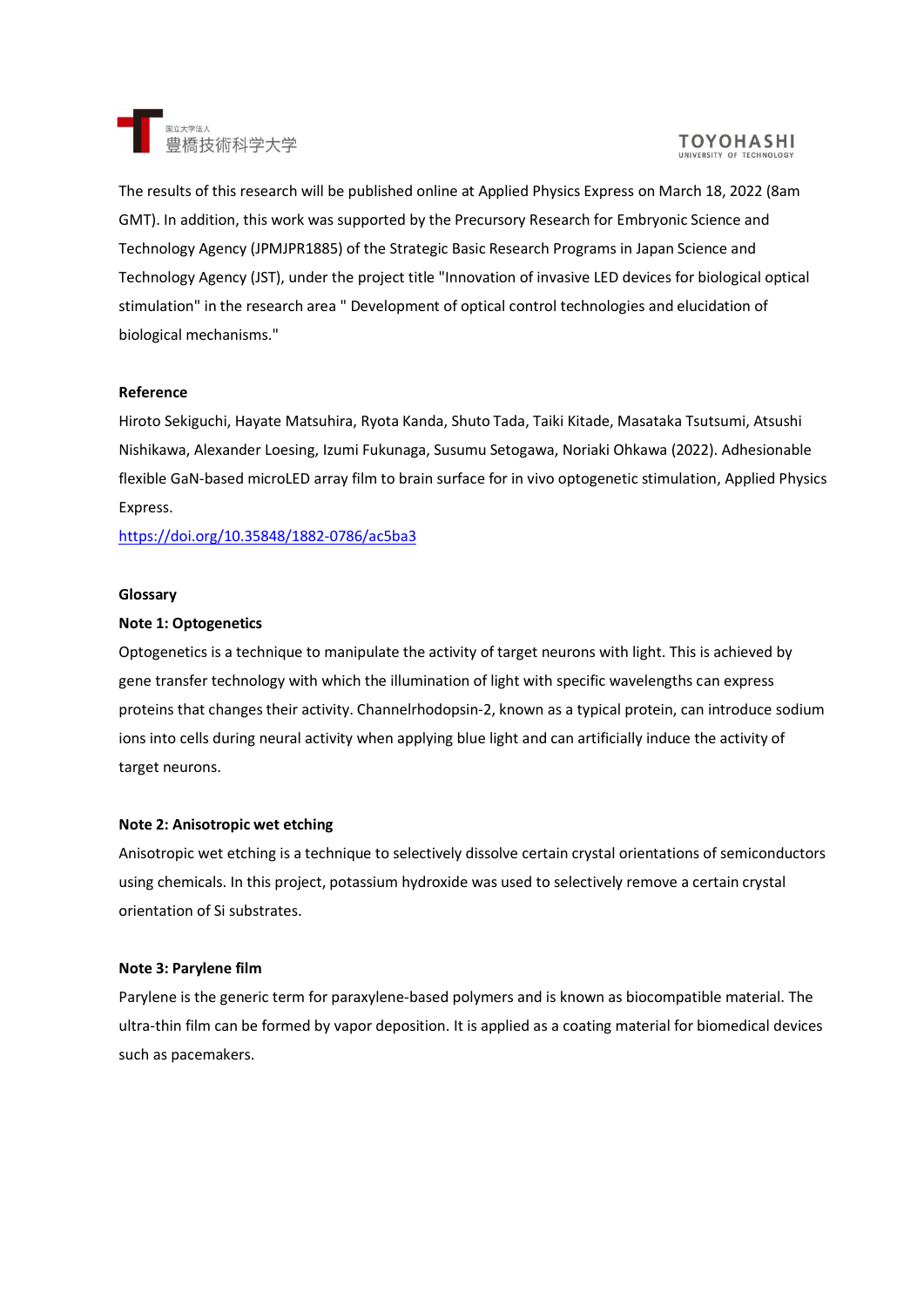The results of this research will be published online at Applied Physics Express on March 18, 2022 (8am GMT). In addition, this work was supported by the Precursory Research for Embryonic Science and Technology Agency (JPMJPR1885) of the Strategic Basic Research Programs in Japan Science and Technology Agency (JST), under the project title "Innovation of invasive LED devices for biological optical stimulation" in the research area " Development of optical control technologies and elucidation of biological mechanisms."

**Reference**

Hiroto Sekiguchi, Hayate Matsuhira, Ryota Kanda, Shuto Tada, Taiki Kitade, Masataka Tsutsumi, Atsushi Nishikawa, Alexander Loesing, Izumi Fukunaga, Susumu Setogawa, Noriaki Ohkawa (2022). Adhesionable flexible GaN-based microLED array film to brain surface for in vivo optogenetic stimulation, Applied Physics Express.

https://doi.org/10.35848/1882-0786/ac5ba3

**Glossary**

**Note 1: Optogenetics**

Optogenetics is a technique to manipulate the activity of target neurons with light. This is achieved by gene transfer technology with which the illumination of light with specific wavelengths can express proteins that changes their activity. Channelrhodopsin-2, known as a typical protein, can introduce sodium ions into cells during neural activity when applying blue light and can artificially induce the activity of target neurons.

**Note 2: Anisotropic wet etching**

Anisotropic wet etching is a technique to selectively dissolve certain crystal orientations of semiconductors using chemicals. In this project, potassium hydroxide was used to selectively remove a certain crystal orientation of Si substrates.

**Note 3: Parylene film**

Parylene is the generic term for paraxylene-based polymers and is known as biocompatible material. The ultra-thin film can be formed by vapor deposition. It is applied as a coating material for biomedical devices such as pacemakers.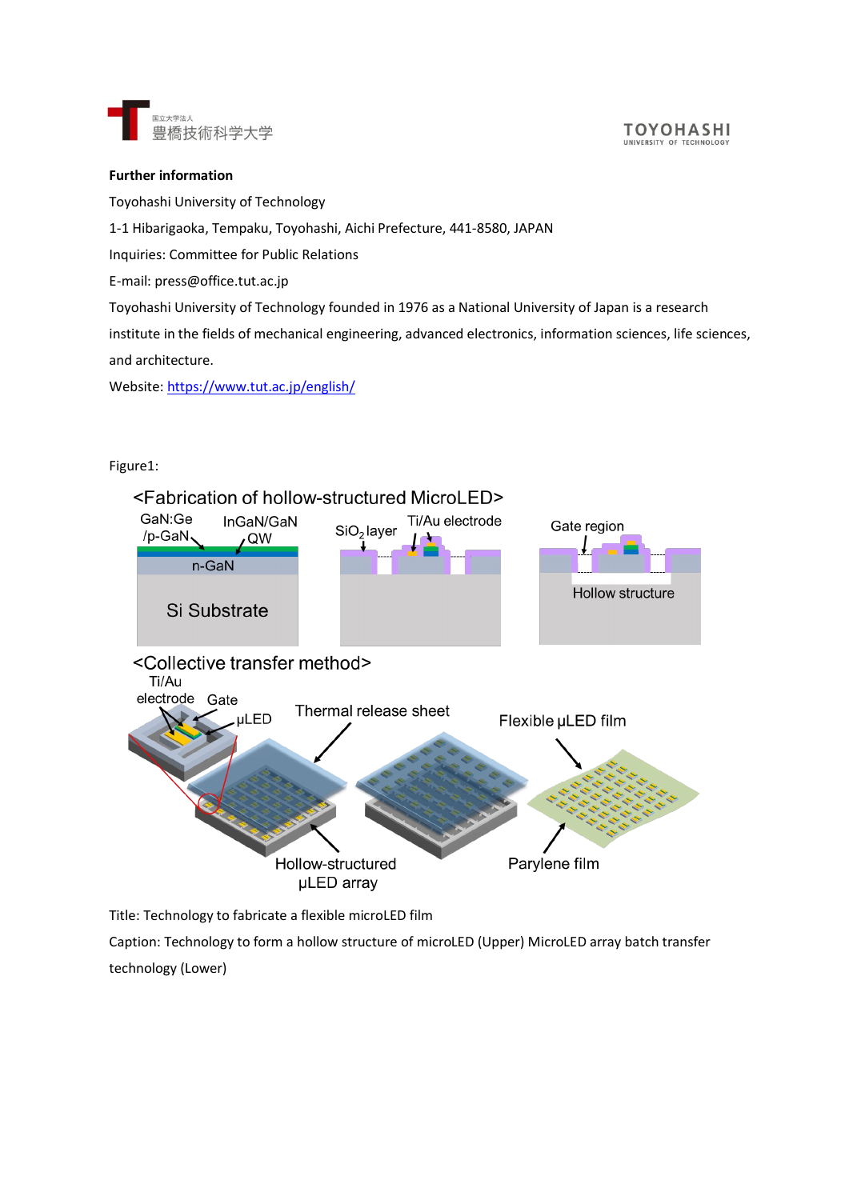**Further information**

Toyohashi University of Technology

1-1 Hibarigaoka, Tempaku, Toyohashi, Aichi Prefecture, 441-8580, JAPAN

Inquiries: Committee for Public Relations

E-mail: press@office.tut.ac.jp

Toyohashi University of Technology founded in 1976 as a National University of Japan is a research institute in the fields of mechanical engineering, advanced electronics, information sciences, life sciences, and architecture.

Website: https://www.tut.ac.jp/english/

Figure1:

Title: Technology to fabricate a flexible microLED film

Caption: Technology to form a hollow structure of microLED (Upper) MicroLED array batch transfer technology (Lower)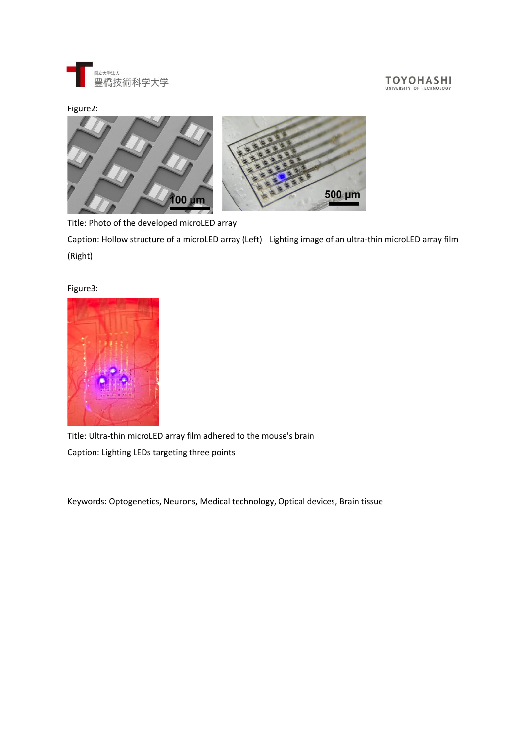Figure2:

Title: Photo of the developed microLED array

Caption: Hollow structure of a microLED array (Left) Lighting image of an ultra-thin microLED array film (Right)

Figure3:

Title: Ultra-thin microLED array film adhered to the mouse's brain

Caption: Lighting LEDs targeting three points

Keywords: Optogenetics, Neurons, Medical technology, Optical devices, Brain tissue